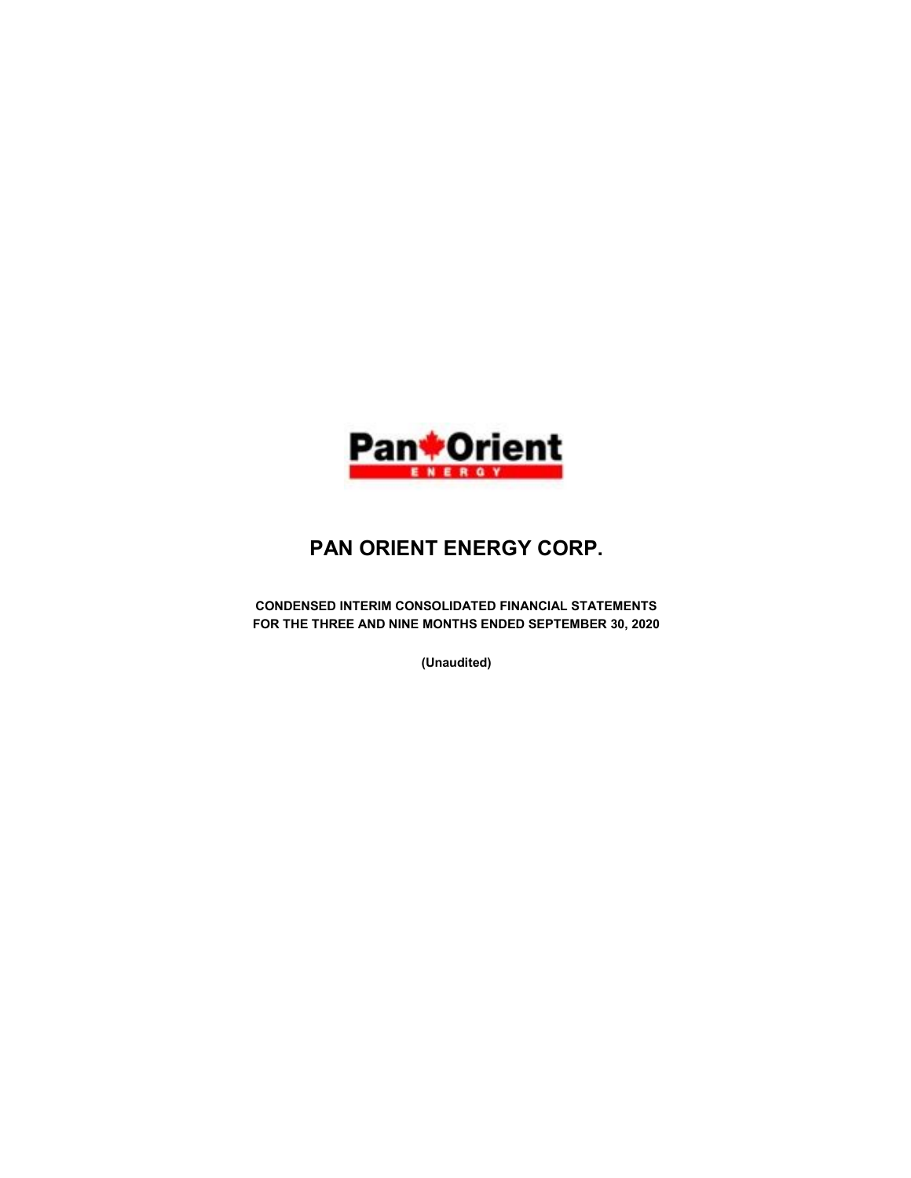# PAN ORIENT ENERGY CORP.

**CONDENSED INTERIM CONSOLIDATED FINANCIAL STATEMENTS**
**FOR THE THREE AND NINE MONTHS ENDED SEPTEMBER 30, 2020**

**(Unaudited)**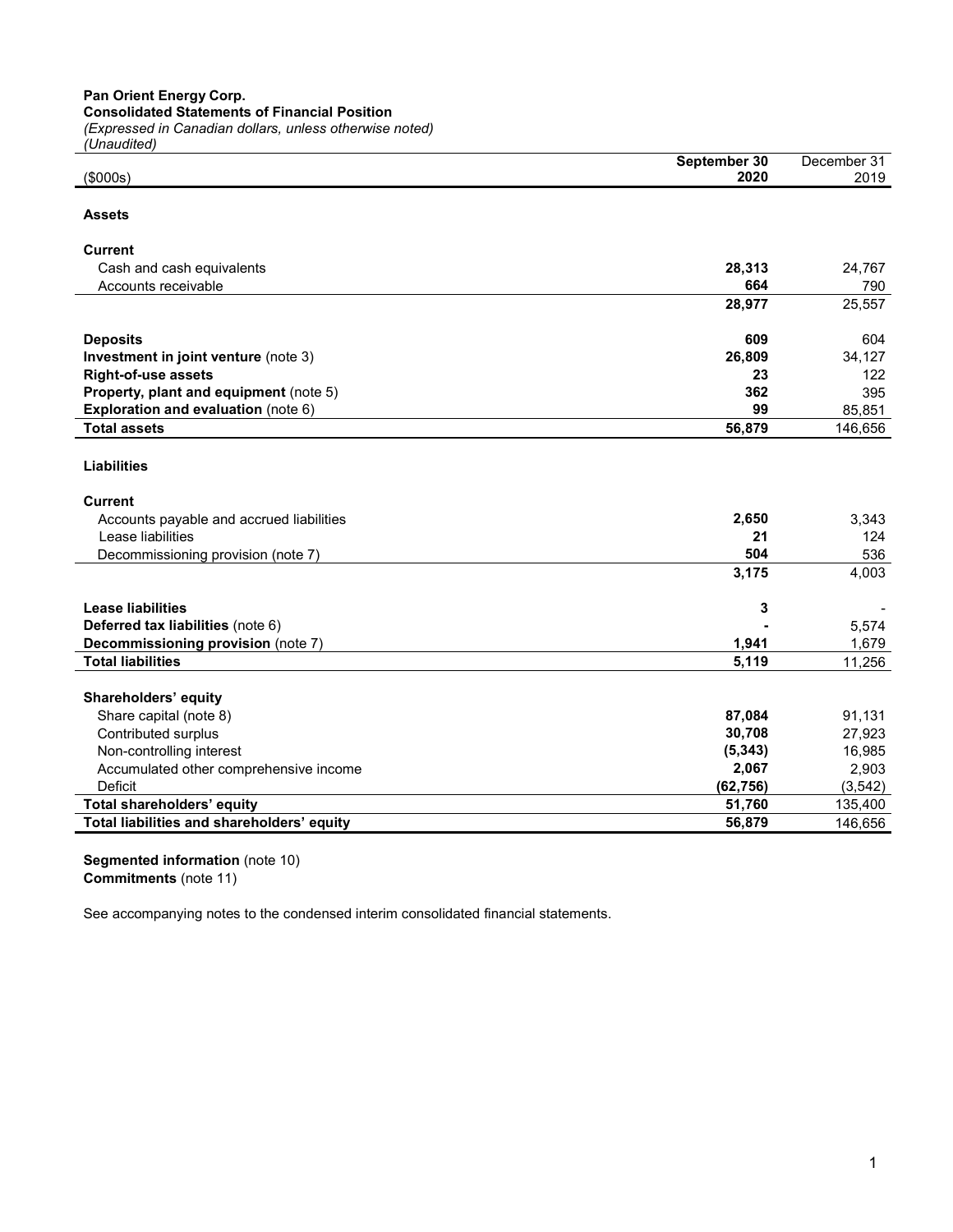**Pan Orient Energy Corp.**
**Consolidated Statements of Financial Position**
*(Expressed in Canadian dollars, unless otherwise noted)*
*(Unaudited)*

| ($000s) | September 30 2020 | December 31 2019 |
|---|---|---|
| **Assets** | | |
| **Current** | | |
| Cash and cash equivalents | **28,313** | 24,767 |
| Accounts receivable | **664** | 790 |
| | **28,977** | 25,557 |
| **Deposits** | **609** | 604 |
| **Investment in joint venture** (note 3) | **26,809** | 34,127 |
| **Right-of-use assets** | **23** | 122 |
| **Property, plant and equipment** (note 5) | **362** | 395 |
| **Exploration and evaluation** (note 6) | **99** | 85,851 |
| **Total assets** | **56,879** | 146,656 |
| **Liabilities** | | |
| **Current** | | |
| Accounts payable and accrued liabilities | **2,650** | 3,343 |
| Lease liabilities | **21** | 124 |
| Decommissioning provision (note 7) | **504** | 536 |
| | **3,175** | 4,003 |
| **Lease liabilities** | **3** | - |
| **Deferred tax liabilities** (note 6) | **-** | 5,574 |
| **Decommissioning provision** (note 7) | **1,941** | 1,679 |
| **Total liabilities** | **5,119** | 11,256 |
| **Shareholders' equity** | | |
| Share capital (note 8) | **87,084** | 91,131 |
| Contributed surplus | **30,708** | 27,923 |
| Non-controlling interest | **(5,343)** | 16,985 |
| Accumulated other comprehensive income | **2,067** | 2,903 |
| Deficit | **(62,756)** | (3,542) |
| **Total shareholders' equity** | **51,760** | 135,400 |
| **Total liabilities and shareholders' equity** | **56,879** | 146,656 |

**Segmented information** (note 10)
**Commitments** (note 11)

See accompanying notes to the condensed interim consolidated financial statements.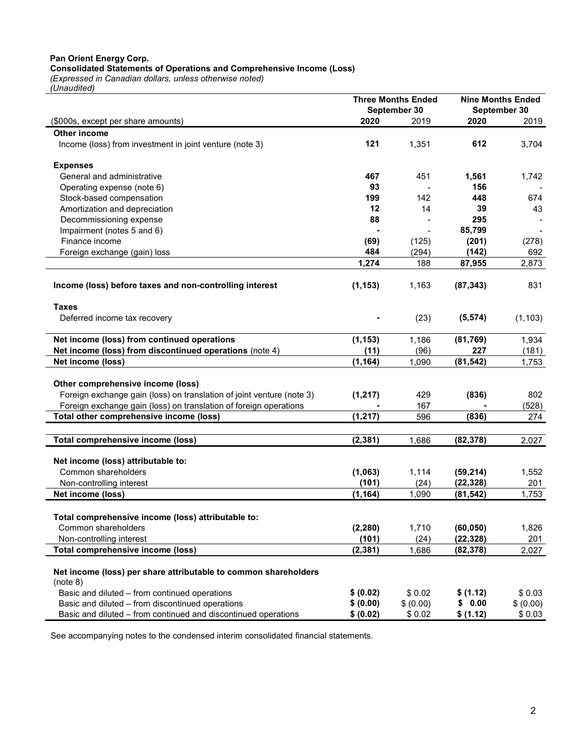**Pan Orient Energy Corp.**
**Consolidated Statements of Operations and Comprehensive Income (Loss)**
*(Expressed in Canadian dollars, unless otherwise noted)*
*(Unaudited)*

| | Three Months Ended September 30 | | Nine Months Ended September 30 | |
|---|---|---|---|---|
| ($000s, except per share amounts) | **2020** | 2019 | **2020** | 2019 |
| **Other income** | | | | |
| Income (loss) from investment in joint venture (note 3) | **121** | 1,351 | **612** | 3,704 |
| | | | | |
| **Expenses** | | | | |
| General and administrative | **467** | 451 | **1,561** | 1,742 |
| Operating expense (note 6) | **93** | - | **156** | - |
| Stock-based compensation | **199** | 142 | **448** | 674 |
| Amortization and depreciation | **12** | 14 | **39** | 43 |
| Decommissioning expense | **88** | - | **295** | - |
| Impairment (notes 5 and 6) | **-** | - | **85,799** | - |
| Finance income | **(69)** | (125) | **(201)** | (278) |
| Foreign exchange (gain) loss | **484** | (294) | **(142)** | 692 |
| | **1,274** | 188 | **87,955** | 2,873 |
| | | | | |
| **Income (loss) before taxes and non-controlling interest** | **(1,153)** | 1,163 | **(87,343)** | 831 |
| | | | | |
| **Taxes** | | | | |
| Deferred income tax recovery | **-** | (23) | **(5,574)** | (1,103) |
| | | | | |
| **Net income (loss) from continued operations** | **(1,153)** | 1,186 | **(81,769)** | 1,934 |
| **Net income (loss) from discontinued operations** (note 4) | **(11)** | (96) | **227** | (181) |
| **Net income (loss)** | **(1,164)** | 1,090 | **(81,542)** | 1,753 |
| | | | | |
| **Other comprehensive income (loss)** | | | | |
| Foreign exchange gain (loss) on translation of joint venture (note 3) | **(1,217)** | 429 | **(836)** | 802 |
| Foreign exchange gain (loss) on translation of foreign operations | **-** | 167 | **-** | (528) |
| **Total other comprehensive income (loss)** | **(1,217)** | 596 | **(836)** | 274 |
| | | | | |
| **Total comprehensive income (loss)** | **(2,381)** | 1,686 | **(82,378)** | 2,027 |
| | | | | |
| **Net income (loss) attributable to:** | | | | |
| Common shareholders | **(1,063)** | 1,114 | **(59,214)** | 1,552 |
| Non-controlling interest | **(101)** | (24) | **(22,328)** | 201 |
| **Net income (loss)** | **(1,164)** | 1,090 | **(81,542)** | 1,753 |
| | | | | |
| **Total comprehensive income (loss) attributable to:** | | | | |
| Common shareholders | **(2,280)** | 1,710 | **(60,050)** | 1,826 |
| Non-controlling interest | **(101)** | (24) | **(22,328)** | 201 |
| **Total comprehensive income (loss)** | **(2,381)** | 1,686 | **(82,378)** | 2,027 |
| | | | | |
| **Net income (loss) per share attributable to common shareholders** (note 8) | | | | |
| Basic and diluted – from continued operations | **$ (0.02)** | $ 0.02 | **$ (1.12)** | $ 0.03 |
| Basic and diluted – from discontinued operations | **$ (0.00)** | $ (0.00) | **$ 0.00** | $ (0.00) |
| Basic and diluted – from continued and discontinued operations | **$ (0.02)** | $ 0.02 | **$ (1.12)** | $ 0.03 |

See accompanying notes to the condensed interim consolidated financial statements.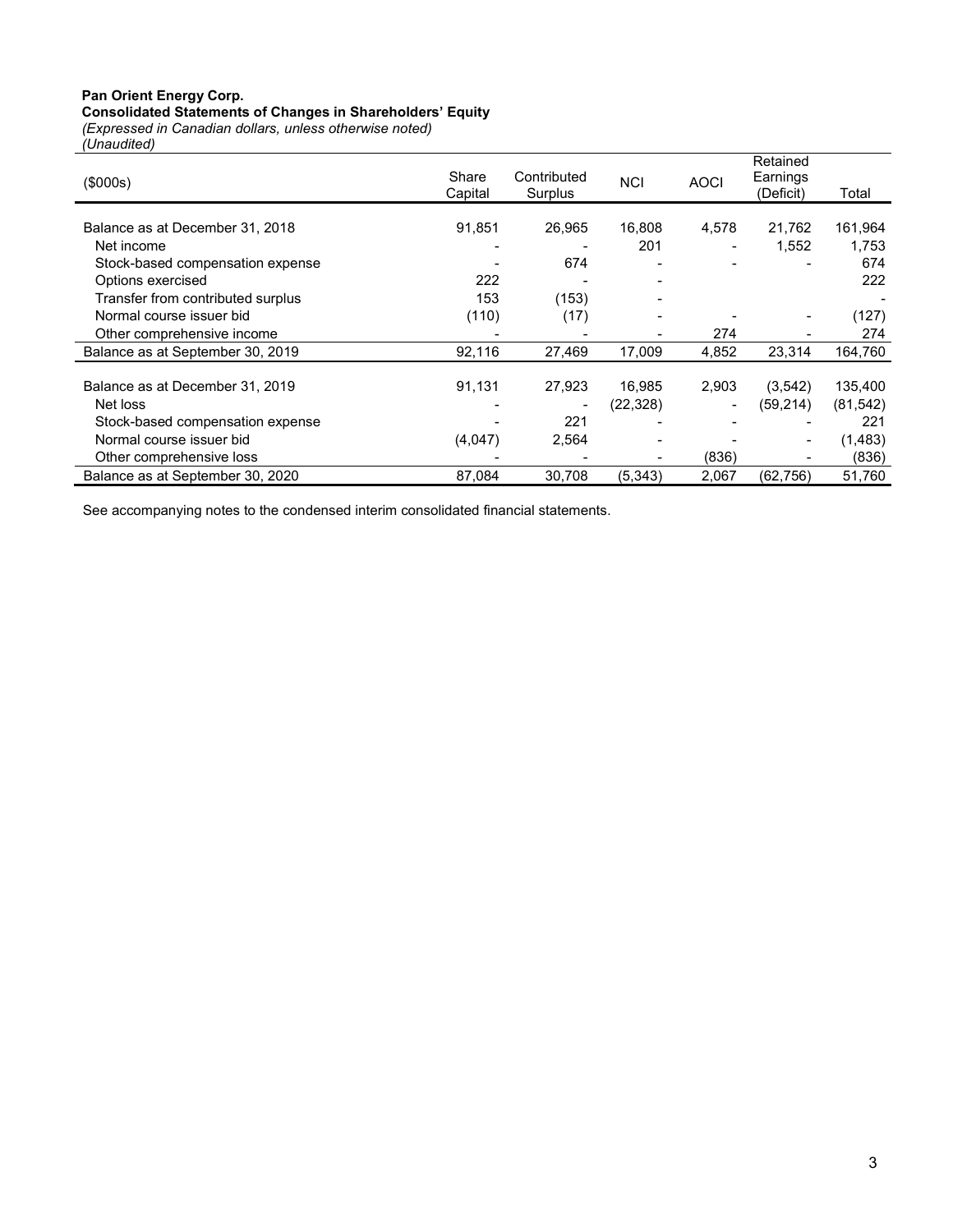**Pan Orient Energy Corp.**
**Consolidated Statements of Changes in Shareholders' Equity**
*(Expressed in Canadian dollars, unless otherwise noted)*
*(Unaudited)*

| ($000s) | Share Capital | Contributed Surplus | NCI | AOCI | Retained Earnings (Deficit) | Total |
|---|---|---|---|---|---|---|
| Balance as at December 31, 2018 | 91,851 | 26,965 | 16,808 | 4,578 | 21,762 | 161,964 |
| Net income | - | - | 201 | - | 1,552 | 1,753 |
| Stock-based compensation expense | - | 674 | - | - | - | 674 |
| Options exercised | 222 | - | - | | | 222 |
| Transfer from contributed surplus | 153 | (153) | - | | | - |
| Normal course issuer bid | (110) | (17) | - | - | - | (127) |
| Other comprehensive income | - | - | - | 274 | - | 274 |
| Balance as at September 30, 2019 | 92,116 | 27,469 | 17,009 | 4,852 | 23,314 | 164,760 |
| | | | | | | |
| Balance as at December 31, 2019 | 91,131 | 27,923 | 16,985 | 2,903 | (3,542) | 135,400 |
| Net loss | - | - | (22,328) | - | (59,214) | (81,542) |
| Stock-based compensation expense | - | 221 | - | - | - | 221 |
| Normal course issuer bid | (4,047) | 2,564 | - | - | - | (1,483) |
| Other comprehensive loss | - | - | - | (836) | - | (836) |
| Balance as at September 30, 2020 | 87,084 | 30,708 | (5,343) | 2,067 | (62,756) | 51,760 |

See accompanying notes to the condensed interim consolidated financial statements.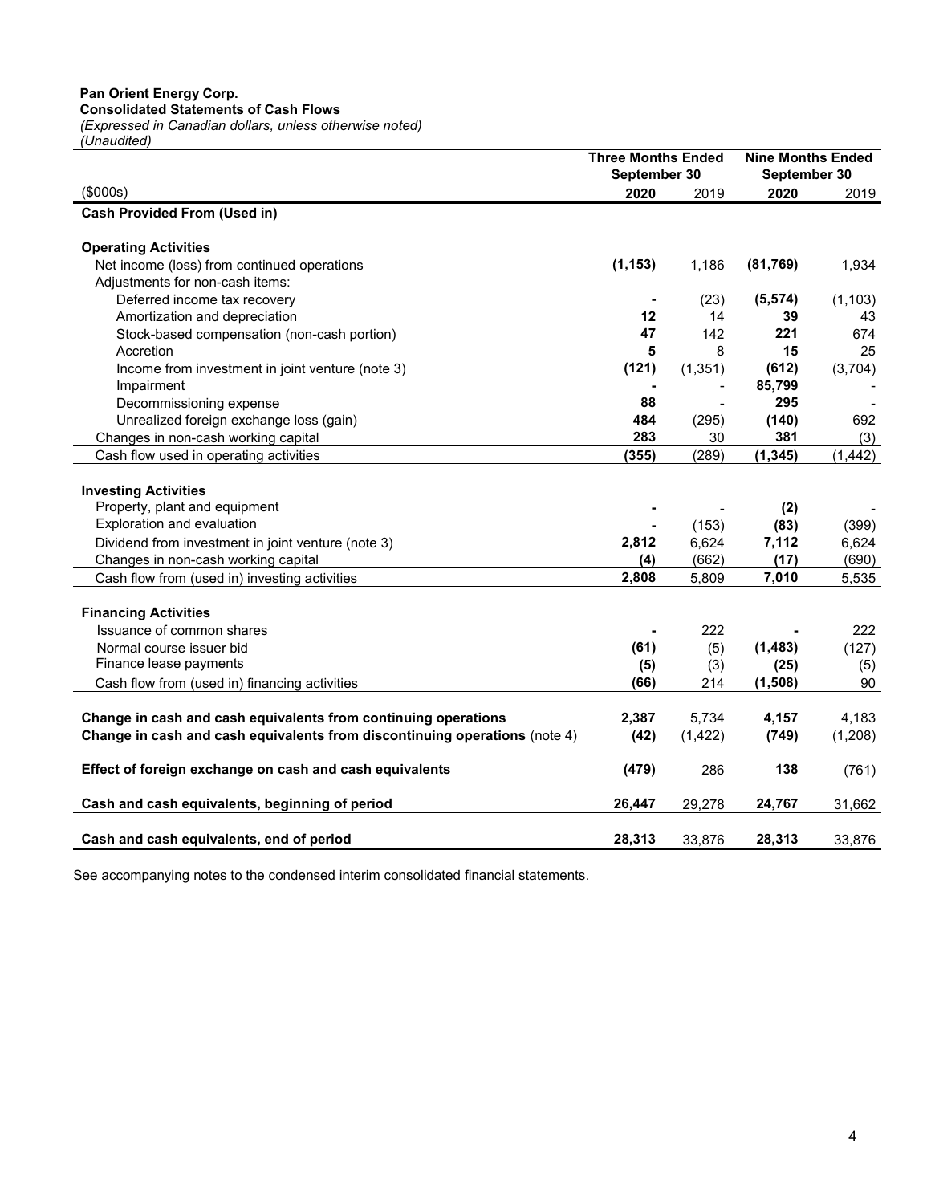**Pan Orient Energy Corp.**
**Consolidated Statements of Cash Flows**
*(Expressed in Canadian dollars, unless otherwise noted)*
*(Unaudited)*

| | Three Months Ended September 30 | | Nine Months Ended September 30 | |
|---|---|---|---|---|
| ($000s) | **2020** | 2019 | **2020** | 2019 |
| **Cash Provided From (Used in)** | | | | |
| **Operating Activities** | | | | |
| Net income (loss) from continued operations | **(1,153)** | 1,186 | **(81,769)** | 1,934 |
| Adjustments for non-cash items: | | | | |
| Deferred income tax recovery | **-** | (23) | **(5,574)** | (1,103) |
| Amortization and depreciation | **12** | 14 | **39** | 43 |
| Stock-based compensation (non-cash portion) | **47** | 142 | **221** | 674 |
| Accretion | **5** | 8 | **15** | 25 |
| Income from investment in joint venture (note 3) | **(121)** | (1,351) | **(612)** | (3,704) |
| Impairment | **-** | - | **85,799** | - |
| Decommissioning expense | **88** | - | **295** | - |
| Unrealized foreign exchange loss (gain) | **484** | (295) | **(140)** | 692 |
| Changes in non-cash working capital | **283** | 30 | **381** | (3) |
| Cash flow used in operating activities | **(355)** | (289) | **(1,345)** | (1,442) |
| **Investing Activities** | | | | |
| Property, plant and equipment | **-** | - | **(2)** | - |
| Exploration and evaluation | **-** | (153) | **(83)** | (399) |
| Dividend from investment in joint venture (note 3) | **2,812** | 6,624 | **7,112** | 6,624 |
| Changes in non-cash working capital | **(4)** | (662) | **(17)** | (690) |
| Cash flow from (used in) investing activities | **2,808** | 5,809 | **7,010** | 5,535 |
| **Financing Activities** | | | | |
| Issuance of common shares | **-** | 222 | **-** | 222 |
| Normal course issuer bid | **(61)** | (5) | **(1,483)** | (127) |
| Finance lease payments | **(5)** | (3) | **(25)** | (5) |
| Cash flow from (used in) financing activities | **(66)** | 214 | **(1,508)** | 90 |
| **Change in cash and cash equivalents from continuing operations** | **2,387** | 5,734 | **4,157** | 4,183 |
| **Change in cash and cash equivalents from discontinuing operations** (note 4) | **(42)** | (1,422) | **(749)** | (1,208) |
| **Effect of foreign exchange on cash and cash equivalents** | **(479)** | 286 | **138** | (761) |
| **Cash and cash equivalents, beginning of period** | **26,447** | 29,278 | **24,767** | 31,662 |
| **Cash and cash equivalents, end of period** | **28,313** | 33,876 | **28,313** | 33,876 |

See accompanying notes to the condensed interim consolidated financial statements.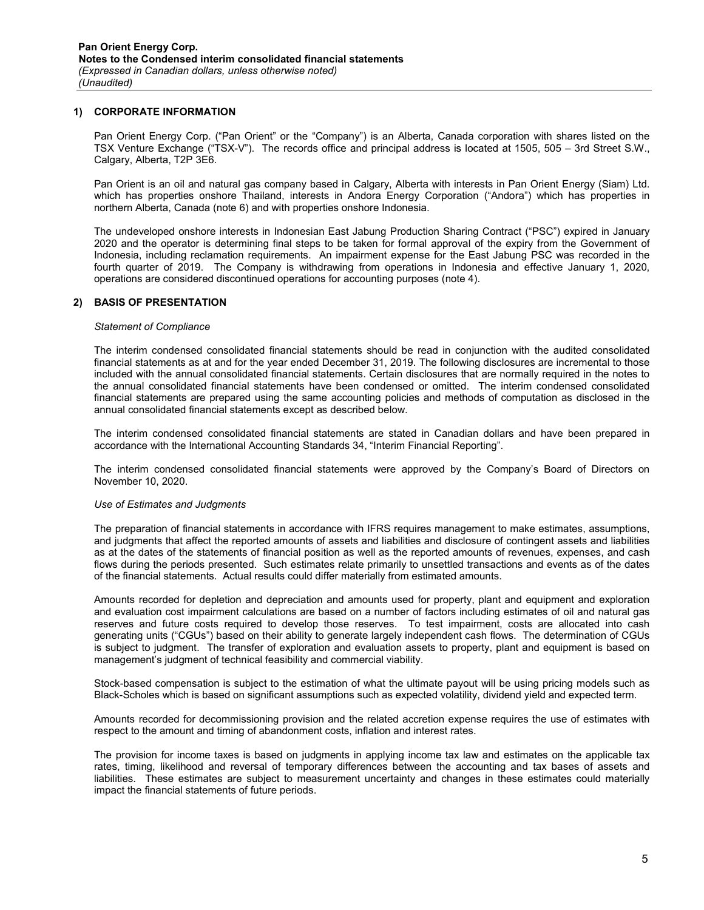## 1) CORPORATE INFORMATION

Pan Orient Energy Corp. ("Pan Orient" or the "Company") is an Alberta, Canada corporation with shares listed on the TSX Venture Exchange ("TSX-V"). The records office and principal address is located at 1505, 505 – 3rd Street S.W., Calgary, Alberta, T2P 3E6.

Pan Orient is an oil and natural gas company based in Calgary, Alberta with interests in Pan Orient Energy (Siam) Ltd. which has properties onshore Thailand, interests in Andora Energy Corporation ("Andora") which has properties in northern Alberta, Canada (note 6) and with properties onshore Indonesia.

The undeveloped onshore interests in Indonesian East Jabung Production Sharing Contract ("PSC") expired in January 2020 and the operator is determining final steps to be taken for formal approval of the expiry from the Government of Indonesia, including reclamation requirements. An impairment expense for the East Jabung PSC was recorded in the fourth quarter of 2019. The Company is withdrawing from operations in Indonesia and effective January 1, 2020, operations are considered discontinued operations for accounting purposes (note 4).

## 2) BASIS OF PRESENTATION

*Statement of Compliance*

The interim condensed consolidated financial statements should be read in conjunction with the audited consolidated financial statements as at and for the year ended December 31, 2019. The following disclosures are incremental to those included with the annual consolidated financial statements. Certain disclosures that are normally required in the notes to the annual consolidated financial statements have been condensed or omitted. The interim condensed consolidated financial statements are prepared using the same accounting policies and methods of computation as disclosed in the annual consolidated financial statements except as described below.

The interim condensed consolidated financial statements are stated in Canadian dollars and have been prepared in accordance with the International Accounting Standards 34, "Interim Financial Reporting".

The interim condensed consolidated financial statements were approved by the Company's Board of Directors on November 10, 2020.

*Use of Estimates and Judgments*

The preparation of financial statements in accordance with IFRS requires management to make estimates, assumptions, and judgments that affect the reported amounts of assets and liabilities and disclosure of contingent assets and liabilities as at the dates of the statements of financial position as well as the reported amounts of revenues, expenses, and cash flows during the periods presented. Such estimates relate primarily to unsettled transactions and events as of the dates of the financial statements. Actual results could differ materially from estimated amounts.

Amounts recorded for depletion and depreciation and amounts used for property, plant and equipment and exploration and evaluation cost impairment calculations are based on a number of factors including estimates of oil and natural gas reserves and future costs required to develop those reserves. To test impairment, costs are allocated into cash generating units ("CGUs") based on their ability to generate largely independent cash flows. The determination of CGUs is subject to judgment. The transfer of exploration and evaluation assets to property, plant and equipment is based on management's judgment of technical feasibility and commercial viability.

Stock-based compensation is subject to the estimation of what the ultimate payout will be using pricing models such as Black-Scholes which is based on significant assumptions such as expected volatility, dividend yield and expected term.

Amounts recorded for decommissioning provision and the related accretion expense requires the use of estimates with respect to the amount and timing of abandonment costs, inflation and interest rates.

The provision for income taxes is based on judgments in applying income tax law and estimates on the applicable tax rates, timing, likelihood and reversal of temporary differences between the accounting and tax bases of assets and liabilities. These estimates are subject to measurement uncertainty and changes in these estimates could materially impact the financial statements of future periods.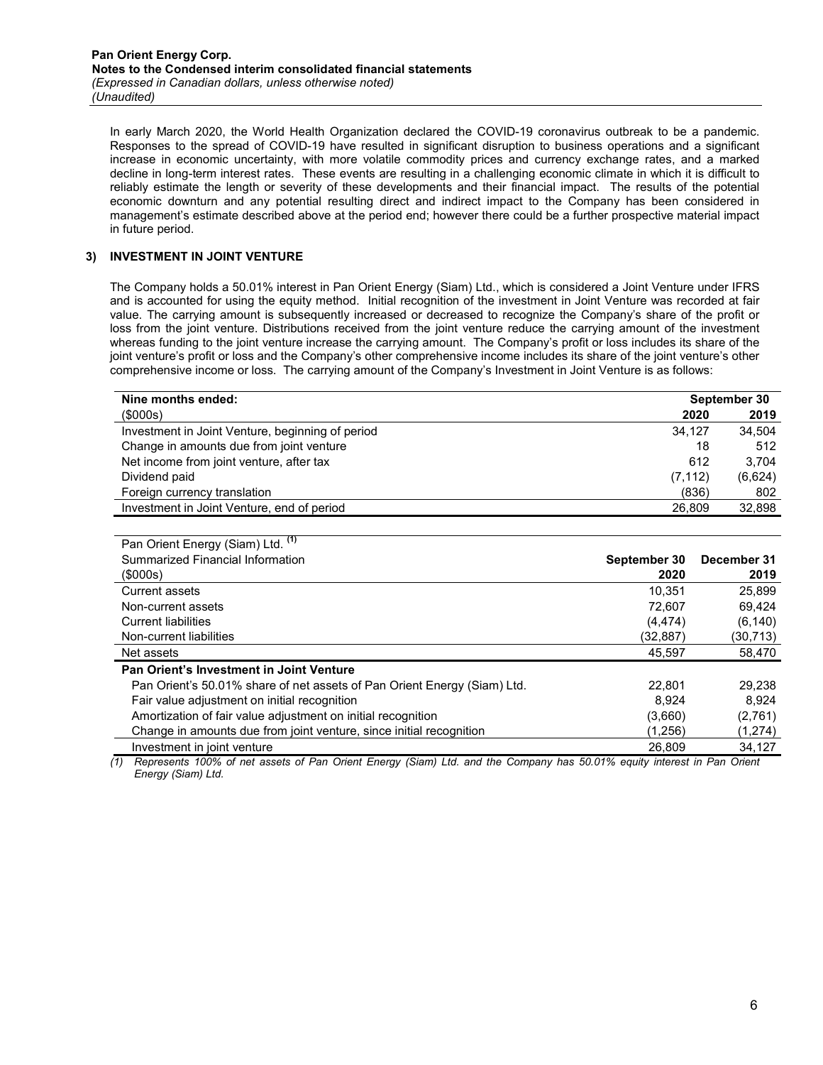In early March 2020, the World Health Organization declared the COVID-19 coronavirus outbreak to be a pandemic. Responses to the spread of COVID-19 have resulted in significant disruption to business operations and a significant increase in economic uncertainty, with more volatile commodity prices and currency exchange rates, and a marked decline in long-term interest rates. These events are resulting in a challenging economic climate in which it is difficult to reliably estimate the length or severity of these developments and their financial impact. The results of the potential economic downturn and any potential resulting direct and indirect impact to the Company has been considered in management's estimate described above at the period end; however there could be a further prospective material impact in future period.

## 3) INVESTMENT IN JOINT VENTURE

The Company holds a 50.01% interest in Pan Orient Energy (Siam) Ltd., which is considered a Joint Venture under IFRS and is accounted for using the equity method. Initial recognition of the investment in Joint Venture was recorded at fair value. The carrying amount is subsequently increased or decreased to recognize the Company's share of the profit or loss from the joint venture. Distributions received from the joint venture reduce the carrying amount of the investment whereas funding to the joint venture increase the carrying amount. The Company's profit or loss includes its share of the joint venture's profit or loss and the Company's other comprehensive income includes its share of the joint venture's other comprehensive income or loss. The carrying amount of the Company's Investment in Joint Venture is as follows:

| **Nine months ended:** | **September 30** | |
|---|---|---|
| ($000s) | **2020** | **2019** |
| Investment in Joint Venture, beginning of period | 34,127 | 34,504 |
| Change in amounts due from joint venture | 18 | 512 |
| Net income from joint venture, after tax | 612 | 3,704 |
| Dividend paid | (7,112) | (6,624) |
| Foreign currency translation | (836) | 802 |
| Investment in Joint Venture, end of period | 26,809 | 32,898 |

| Pan Orient Energy (Siam) Ltd. [(1)] Summarized Financial Information ($000s) | **September 30 2020** | **December 31 2019** |
|---|---|---|
| Current assets | 10,351 | 25,899 |
| Non-current assets | 72,607 | 69,424 |
| Current liabilities | (4,474) | (6,140) |
| Non-current liabilities | (32,887) | (30,713) |
| Net assets | 45,597 | 58,470 |
| **Pan Orient's Investment in Joint Venture** | | |
| Pan Orient's 50.01% share of net assets of Pan Orient Energy (Siam) Ltd. | 22,801 | 29,238 |
| Fair value adjustment on initial recognition | 8,924 | 8,924 |
| Amortization of fair value adjustment on initial recognition | (3,660) | (2,761) |
| Change in amounts due from joint venture, since initial recognition | (1,256) | (1,274) |
| Investment in joint venture | 26,809 | 34,127 |

*(1) Represents 100% of net assets of Pan Orient Energy (Siam) Ltd. and the Company has 50.01% equity interest in Pan Orient Energy (Siam) Ltd.*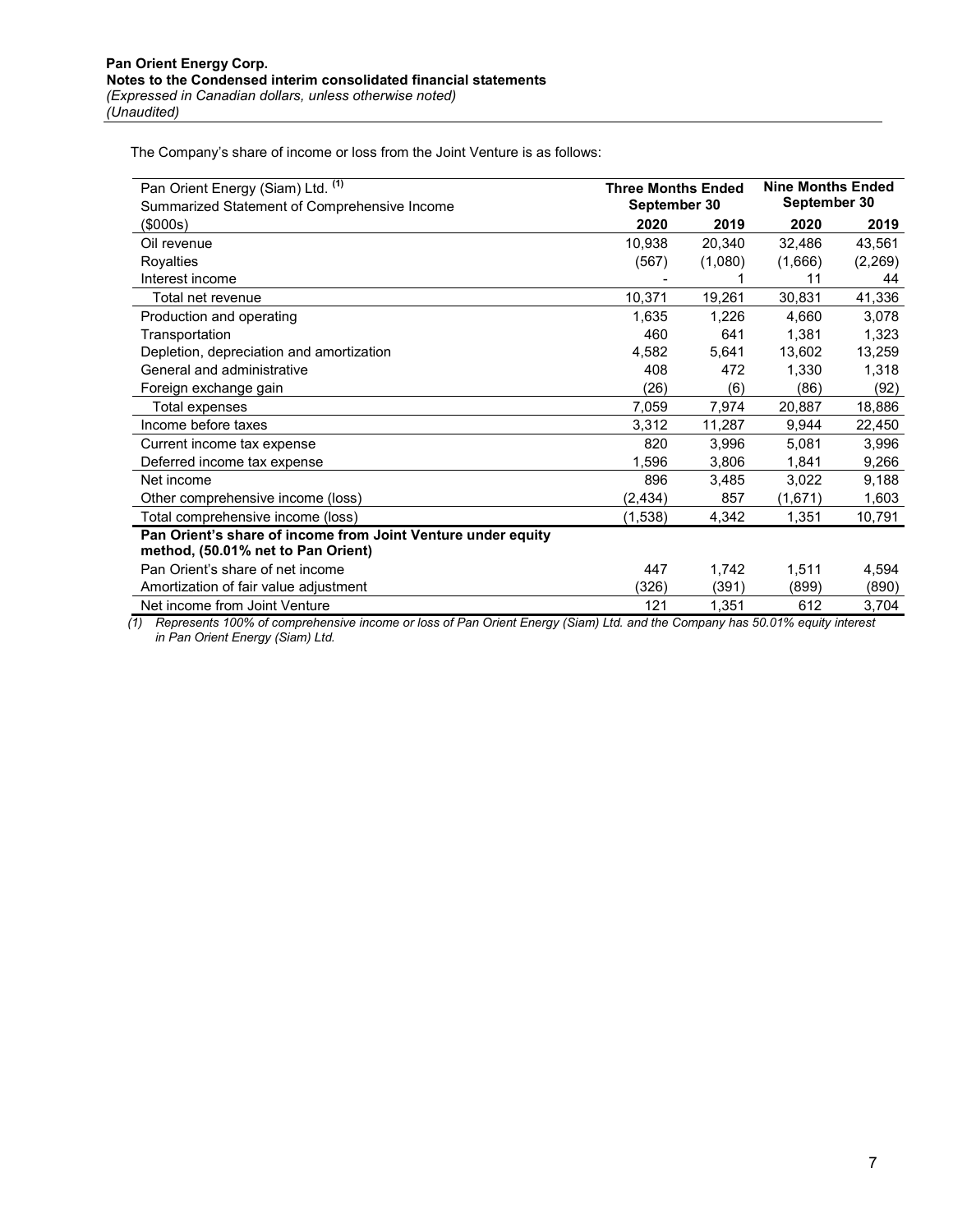The Company's share of income or loss from the Joint Venture is as follows:

| Pan Orient Energy (Siam) Ltd. [(1)] Summarized Statement of Comprehensive Income | **Three Months Ended September 30** | | **Nine Months Ended September 30** | |
|---|---|---|---|---|
| ($000s) | **2020** | **2019** | **2020** | **2019** |
| Oil revenue | 10,938 | 20,340 | 32,486 | 43,561 |
| Royalties | (567) | (1,080) | (1,666) | (2,269) |
| Interest income | - | 1 | 11 | 44 |
| Total net revenue | 10,371 | 19,261 | 30,831 | 41,336 |
| Production and operating | 1,635 | 1,226 | 4,660 | 3,078 |
| Transportation | 460 | 641 | 1,381 | 1,323 |
| Depletion, depreciation and amortization | 4,582 | 5,641 | 13,602 | 13,259 |
| General and administrative | 408 | 472 | 1,330 | 1,318 |
| Foreign exchange gain | (26) | (6) | (86) | (92) |
| Total expenses | 7,059 | 7,974 | 20,887 | 18,886 |
| Income before taxes | 3,312 | 11,287 | 9,944 | 22,450 |
| Current income tax expense | 820 | 3,996 | 5,081 | 3,996 |
| Deferred income tax expense | 1,596 | 3,806 | 1,841 | 9,266 |
| Net income | 896 | 3,485 | 3,022 | 9,188 |
| Other comprehensive income (loss) | (2,434) | 857 | (1,671) | 1,603 |
| Total comprehensive income (loss) | (1,538) | 4,342 | 1,351 | 10,791 |
| **Pan Orient's share of income from Joint Venture under equity method, (50.01% net to Pan Orient)** | | | | |
| Pan Orient's share of net income | 447 | 1,742 | 1,511 | 4,594 |
| Amortization of fair value adjustment | (326) | (391) | (899) | (890) |
| Net income from Joint Venture | 121 | 1,351 | 612 | 3,704 |

*(1) Represents 100% of comprehensive income or loss of Pan Orient Energy (Siam) Ltd. and the Company has 50.01% equity interest in Pan Orient Energy (Siam) Ltd.*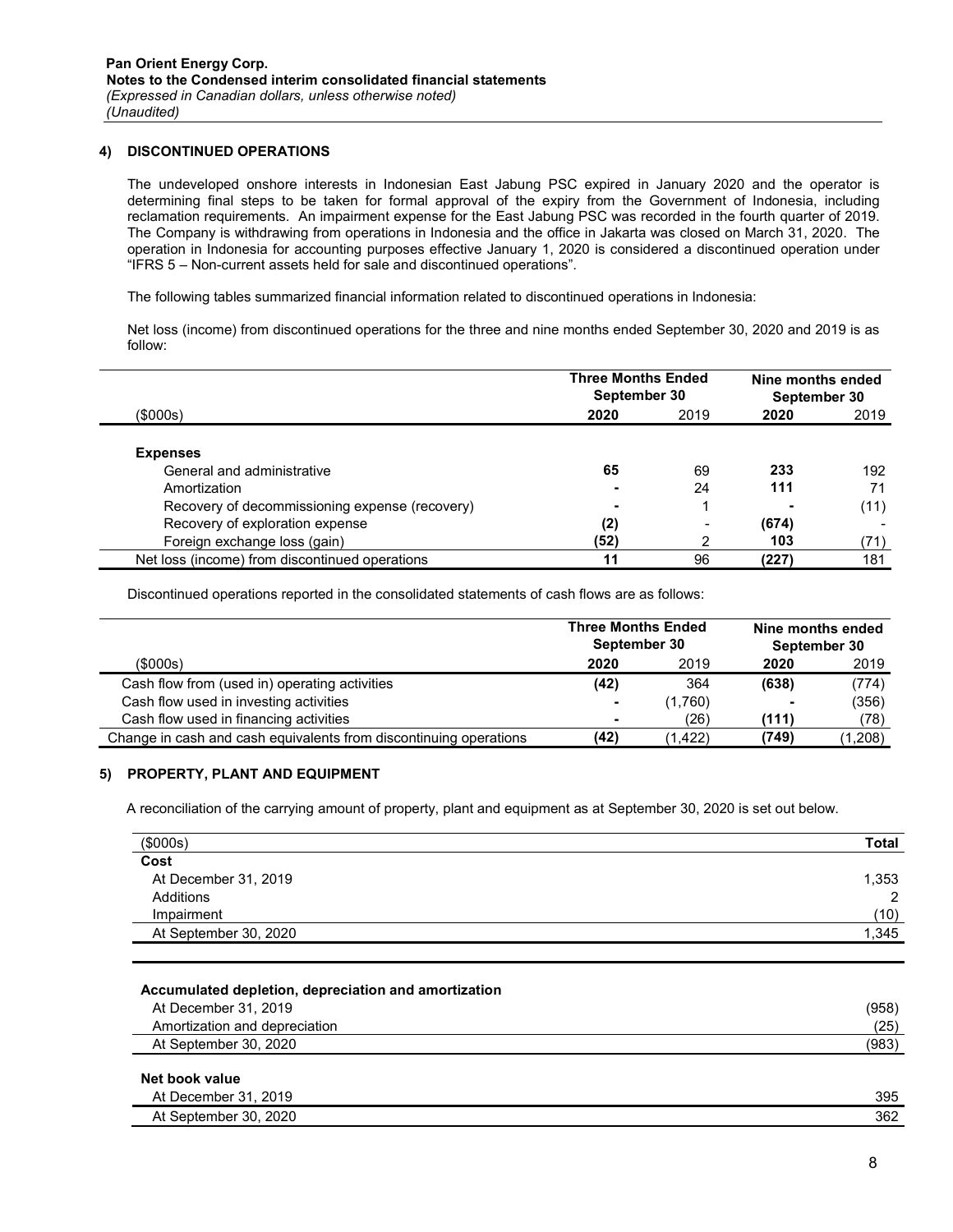**Pan Orient Energy Corp.**
**Notes to the Condensed interim consolidated financial statements**
*(Expressed in Canadian dollars, unless otherwise noted)*
*(Unaudited)*

## 4) DISCONTINUED OPERATIONS

The undeveloped onshore interests in Indonesian East Jabung PSC expired in January 2020 and the operator is determining final steps to be taken for formal approval of the expiry from the Government of Indonesia, including reclamation requirements. An impairment expense for the East Jabung PSC was recorded in the fourth quarter of 2019. The Company is withdrawing from operations in Indonesia and the office in Jakarta was closed on March 31, 2020. The operation in Indonesia for accounting purposes effective January 1, 2020 is considered a discontinued operation under "IFRS 5 – Non-current assets held for sale and discontinued operations".

The following tables summarized financial information related to discontinued operations in Indonesia:

Net loss (income) from discontinued operations for the three and nine months ended September 30, 2020 and 2019 is as follow:

| | Three Months Ended September 30 | | Nine months ended September 30 | |
|---|---|---|---|---|
| ($000s) | **2020** | 2019 | **2020** | 2019 |
| **Expenses** | | | | |
| General and administrative | **65** | 69 | **233** | 192 |
| Amortization | **-** | 24 | **111** | 71 |
| Recovery of decommissioning expense (recovery) | **-** | 1 | **-** | (11) |
| Recovery of exploration expense | **(2)** | - | **(674)** | - |
| Foreign exchange loss (gain) | **(52)** | 2 | **103** | (71) |
| Net loss (income) from discontinued operations | **11** | 96 | **(227)** | 181 |

Discontinued operations reported in the consolidated statements of cash flows are as follows:

| | Three Months Ended September 30 | | Nine months ended September 30 | |
|---|---|---|---|---|
| ($000s) | **2020** | 2019 | **2020** | 2019 |
| Cash flow from (used in) operating activities | **(42)** | 364 | **(638)** | (774) |
| Cash flow used in investing activities | **-** | (1,760) | **-** | (356) |
| Cash flow used in financing activities | **-** | (26) | **(111)** | (78) |
| Change in cash and cash equivalents from discontinuing operations | **(42)** | (1,422) | **(749)** | (1,208) |

## 5) PROPERTY, PLANT AND EQUIPMENT

A reconciliation of the carrying amount of property, plant and equipment as at September 30, 2020 is set out below.

| ($000s) | **Total** |
|---|---|
| **Cost** | |
| At December 31, 2019 | 1,353 |
| Additions | 2 |
| Impairment | (10) |
| At September 30, 2020 | 1,345 |
| | |
| **Accumulated depletion, depreciation and amortization** | |
| At December 31, 2019 | (958) |
| Amortization and depreciation | (25) |
| At September 30, 2020 | (983) |
| | |
| **Net book value** | |
| At December 31, 2019 | 395 |
| At September 30, 2020 | 362 |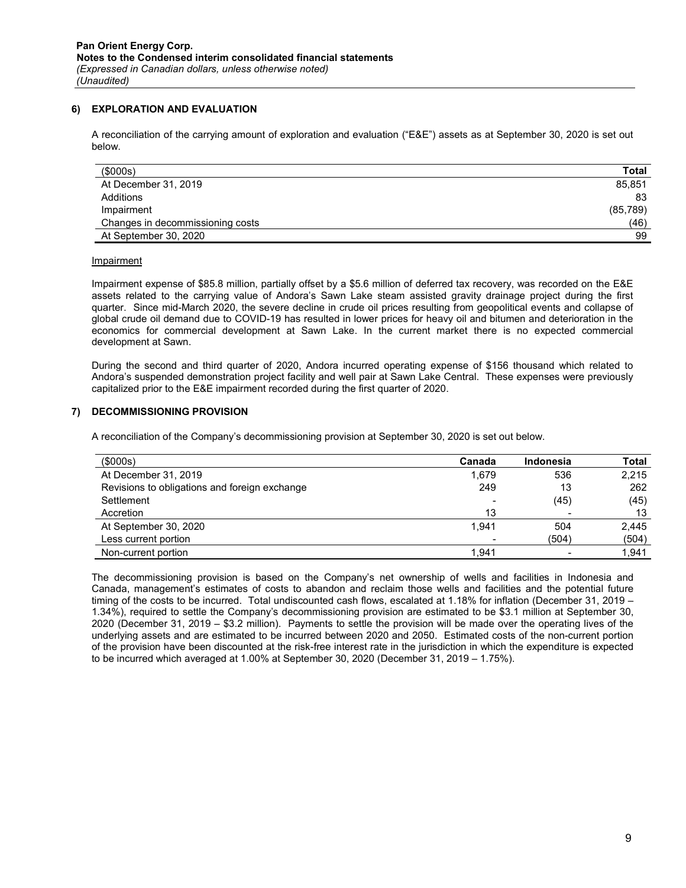**Pan Orient Energy Corp.**
**Notes to the Condensed interim consolidated financial statements**
*(Expressed in Canadian dollars, unless otherwise noted)*
*(Unaudited)*

## 6) EXPLORATION AND EVALUATION

A reconciliation of the carrying amount of exploration and evaluation ("E&E") assets as at September 30, 2020 is set out below.

| ($000s) | Total |
|---|---|
| At December 31, 2019 | 85,851 |
| Additions | 83 |
| Impairment | (85,789) |
| Changes in decommissioning costs | (46) |
| At September 30, 2020 | 99 |

Impairment

Impairment expense of $85.8 million, partially offset by a $5.6 million of deferred tax recovery, was recorded on the E&E assets related to the carrying value of Andora's Sawn Lake steam assisted gravity drainage project during the first quarter. Since mid-March 2020, the severe decline in crude oil prices resulting from geopolitical events and collapse of global crude oil demand due to COVID-19 has resulted in lower prices for heavy oil and bitumen and deterioration in the economics for commercial development at Sawn Lake. In the current market there is no expected commercial development at Sawn.

During the second and third quarter of 2020, Andora incurred operating expense of $156 thousand which related to Andora's suspended demonstration project facility and well pair at Sawn Lake Central. These expenses were previously capitalized prior to the E&E impairment recorded during the first quarter of 2020.

## 7) DECOMMISSIONING PROVISION

A reconciliation of the Company's decommissioning provision at September 30, 2020 is set out below.

| ($000s) | Canada | Indonesia | Total |
|---|---|---|---|
| At December 31, 2019 | 1,679 | 536 | 2,215 |
| Revisions to obligations and foreign exchange | 249 | 13 | 262 |
| Settlement | - | (45) | (45) |
| Accretion | 13 | - | 13 |
| At September 30, 2020 | 1,941 | 504 | 2,445 |
| Less current portion | - | (504) | (504) |
| Non-current portion | 1,941 | - | 1,941 |

The decommissioning provision is based on the Company's net ownership of wells and facilities in Indonesia and Canada, management's estimates of costs to abandon and reclaim those wells and facilities and the potential future timing of the costs to be incurred. Total undiscounted cash flows, escalated at 1.18% for inflation (December 31, 2019 – 1.34%), required to settle the Company's decommissioning provision are estimated to be $3.1 million at September 30, 2020 (December 31, 2019 – $3.2 million). Payments to settle the provision will be made over the operating lives of the underlying assets and are estimated to be incurred between 2020 and 2050. Estimated costs of the non-current portion of the provision have been discounted at the risk-free interest rate in the jurisdiction in which the expenditure is expected to be incurred which averaged at 1.00% at September 30, 2020 (December 31, 2019 – 1.75%).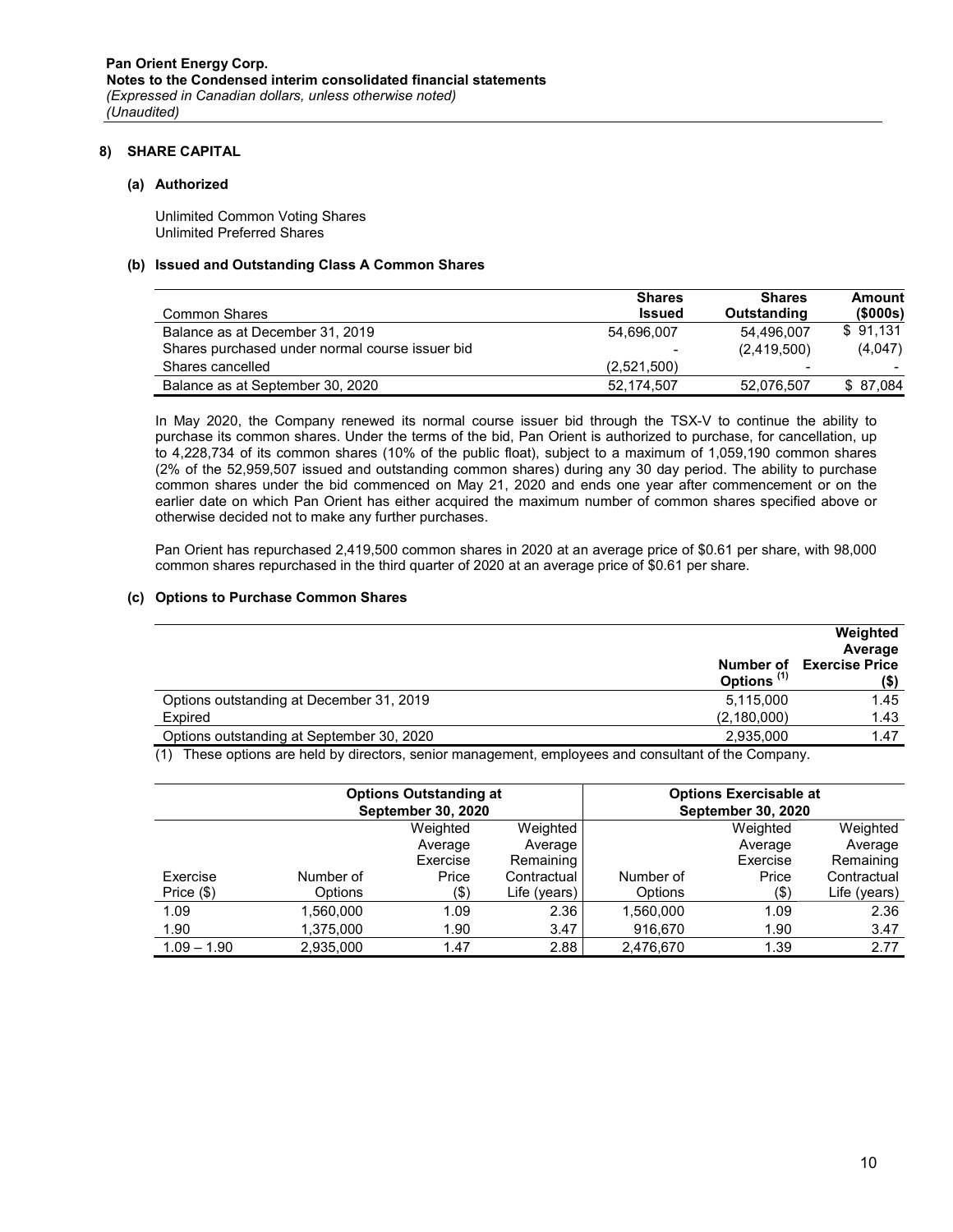## 8) SHARE CAPITAL

### (a) Authorized

Unlimited Common Voting Shares
Unlimited Preferred Shares

### (b) Issued and Outstanding Class A Common Shares

| Common Shares | Shares Issued | Shares Outstanding | Amount ($000s) |
|---|---|---|---|
| Balance as at December 31, 2019 | 54,696,007 | 54,496,007 | $ 91,131 |
| Shares purchased under normal course issuer bid | - | (2,419,500) | (4,047) |
| Shares cancelled | (2,521,500) | - | - |
| Balance as at September 30, 2020 | 52,174,507 | 52,076,507 | $ 87,084 |

In May 2020, the Company renewed its normal course issuer bid through the TSX-V to continue the ability to purchase its common shares. Under the terms of the bid, Pan Orient is authorized to purchase, for cancellation, up to 4,228,734 of its common shares (10% of the public float), subject to a maximum of 1,059,190 common shares (2% of the 52,959,507 issued and outstanding common shares) during any 30 day period. The ability to purchase common shares under the bid commenced on May 21, 2020 and ends one year after commencement or on the earlier date on which Pan Orient has either acquired the maximum number of common shares specified above or otherwise decided not to make any further purchases.

Pan Orient has repurchased 2,419,500 common shares in 2020 at an average price of $0.61 per share, with 98,000 common shares repurchased in the third quarter of 2020 at an average price of $0.61 per share.

### (c) Options to Purchase Common Shares

| | Number of Options [(1)] | Weighted Average Exercise Price ($) |
|---|---|---|
| Options outstanding at December 31, 2019 | 5,115,000 | 1.45 |
| Expired | (2,180,000) | 1.43 |
| Options outstanding at September 30, 2020 | 2,935,000 | 1.47 |

(1) These options are held by directors, senior management, employees and consultant of the Company.

| | Options Outstanding at September 30, 2020 | | | Options Exercisable at September 30, 2020 | | |
|---|---|---|---|---|---|---|
| Exercise Price ($) | Number of Options | Weighted Average Exercise Price ($) | Weighted Average Remaining Contractual Life (years) | Number of Options | Weighted Average Exercise Price ($) | Weighted Average Remaining Contractual Life (years) |
| 1.09 | 1,560,000 | 1.09 | 2.36 | 1,560,000 | 1.09 | 2.36 |
| 1.90 | 1,375,000 | 1.90 | 3.47 | 916,670 | 1.90 | 3.47 |
| 1.09 – 1.90 | 2,935,000 | 1.47 | 2.88 | 2,476,670 | 1.39 | 2.77 |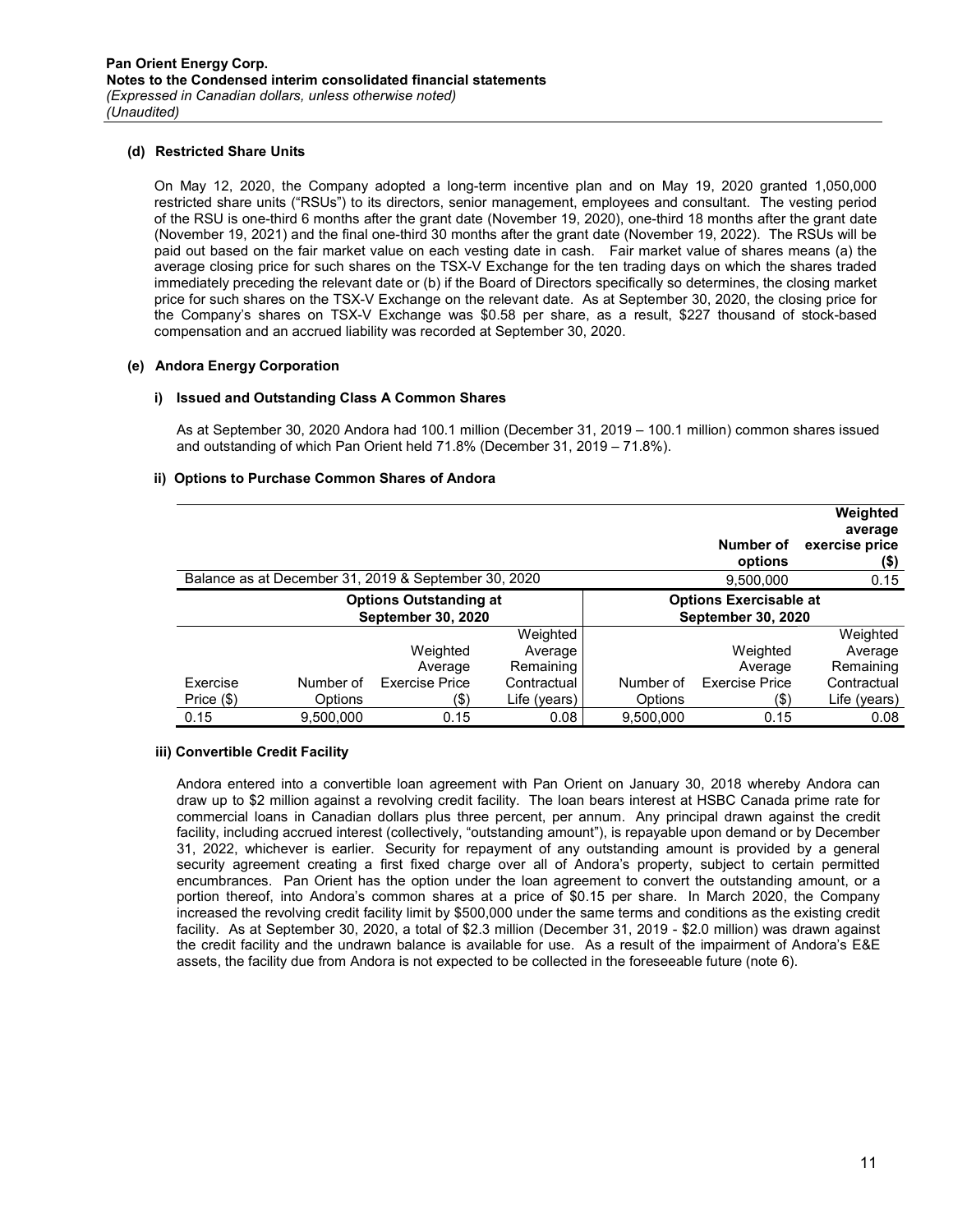**Pan Orient Energy Corp.**
**Notes to the Condensed interim consolidated financial statements**
*(Expressed in Canadian dollars, unless otherwise noted)*
*(Unaudited)*

### (d) Restricted Share Units

On May 12, 2020, the Company adopted a long-term incentive plan and on May 19, 2020 granted 1,050,000 restricted share units ("RSUs") to its directors, senior management, employees and consultant. The vesting period of the RSU is one-third 6 months after the grant date (November 19, 2020), one-third 18 months after the grant date (November 19, 2021) and the final one-third 30 months after the grant date (November 19, 2022). The RSUs will be paid out based on the fair market value on each vesting date in cash. Fair market value of shares means (a) the average closing price for such shares on the TSX-V Exchange for the ten trading days on which the shares traded immediately preceding the relevant date or (b) if the Board of Directors specifically so determines, the closing market price for such shares on the TSX-V Exchange on the relevant date. As at September 30, 2020, the closing price for the Company's shares on TSX-V Exchange was $0.58 per share, as a result, $227 thousand of stock-based compensation and an accrued liability was recorded at September 30, 2020.

### (e) Andora Energy Corporation

#### i) Issued and Outstanding Class A Common Shares

As at September 30, 2020 Andora had 100.1 million (December 31, 2019 – 100.1 million) common shares issued and outstanding of which Pan Orient held 71.8% (December 31, 2019 – 71.8%).

#### ii) Options to Purchase Common Shares of Andora

| | Number of options | Weighted average exercise price ($) |
|---|---|---|
| Balance as at December 31, 2019 & September 30, 2020 | 9,500,000 | 0.15 |

| Options Outstanding at September 30, 2020 | | | | Options Exercisable at September 30, 2020 | | |
|---|---|---|---|---|---|---|
| Exercise Price ($) | Number of Options | Weighted Average Exercise Price ($) | Weighted Average Remaining Contractual Life (years) | Number of Options | Weighted Average Exercise Price ($) | Weighted Average Remaining Contractual Life (years) |
| 0.15 | 9,500,000 | 0.15 | 0.08 | 9,500,000 | 0.15 | 0.08 |

#### iii) Convertible Credit Facility

Andora entered into a convertible loan agreement with Pan Orient on January 30, 2018 whereby Andora can draw up to $2 million against a revolving credit facility. The loan bears interest at HSBC Canada prime rate for commercial loans in Canadian dollars plus three percent, per annum. Any principal drawn against the credit facility, including accrued interest (collectively, "outstanding amount"), is repayable upon demand or by December 31, 2022, whichever is earlier. Security for repayment of any outstanding amount is provided by a general security agreement creating a first fixed charge over all of Andora's property, subject to certain permitted encumbrances. Pan Orient has the option under the loan agreement to convert the outstanding amount, or a portion thereof, into Andora's common shares at a price of $0.15 per share. In March 2020, the Company increased the revolving credit facility limit by $500,000 under the same terms and conditions as the existing credit facility. As at September 30, 2020, a total of $2.3 million (December 31, 2019 - $2.0 million) was drawn against the credit facility and the undrawn balance is available for use. As a result of the impairment of Andora's E&E assets, the facility due from Andora is not expected to be collected in the foreseeable future (note 6).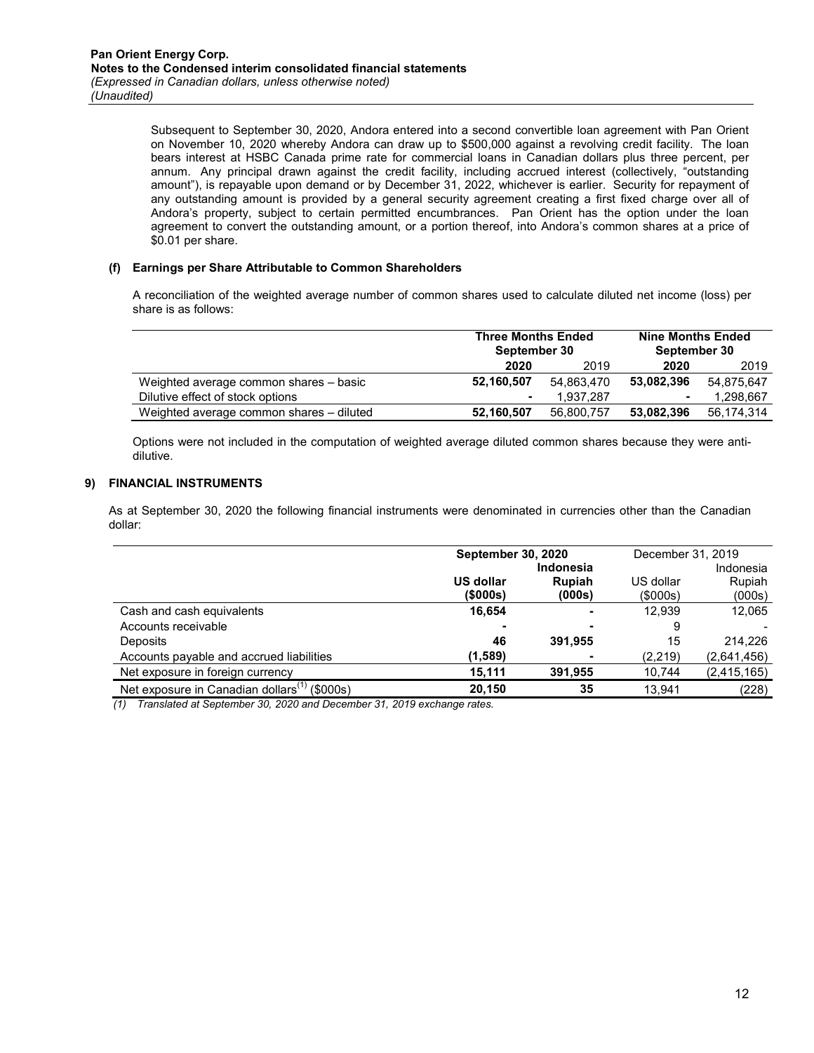Subsequent to September 30, 2020, Andora entered into a second convertible loan agreement with Pan Orient on November 10, 2020 whereby Andora can draw up to \$500,000 against a revolving credit facility. The loan bears interest at HSBC Canada prime rate for commercial loans in Canadian dollars plus three percent, per annum. Any principal drawn against the credit facility, including accrued interest (collectively, "outstanding amount"), is repayable upon demand or by December 31, 2022, whichever is earlier. Security for repayment of any outstanding amount is provided by a general security agreement creating a first fixed charge over all of Andora's property, subject to certain permitted encumbrances. Pan Orient has the option under the loan agreement to convert the outstanding amount, or a portion thereof, into Andora's common shares at a price of \$0.01 per share.

### (f) Earnings per Share Attributable to Common Shareholders

A reconciliation of the weighted average number of common shares used to calculate diluted net income (loss) per share is as follows:

| | Three Months Ended September 30 | | Nine Months Ended September 30 | |
|---|---|---|---|---|
| | **2020** | 2019 | **2020** | 2019 |
| Weighted average common shares – basic | **52,160,507** | 54,863,470 | **53,082,396** | 54,875,647 |
| Dilutive effect of stock options | **-** | 1,937,287 | **-** | 1,298,667 |
| Weighted average common shares – diluted | **52,160,507** | 56,800,757 | **53,082,396** | 56,174,314 |

Options were not included in the computation of weighted average diluted common shares because they were anti-dilutive.

## 9) FINANCIAL INSTRUMENTS

As at September 30, 2020 the following financial instruments were denominated in currencies other than the Canadian dollar:

| | September 30, 2020 | | December 31, 2019 | |
|---|---|---|---|---|
| | **US dollar (\$000s)** | **Indonesia Rupiah (000s)** | US dollar (\$000s) | Indonesia Rupiah (000s) |
| Cash and cash equivalents | **16,654** | **-** | 12,939 | 12,065 |
| Accounts receivable | **-** | **-** | 9 | - |
| Deposits | **46** | **391,955** | 15 | 214,226 |
| Accounts payable and accrued liabilities | **(1,589)** | **-** | (2,219) | (2,641,456) |
| Net exposure in foreign currency | **15,111** | **391,955** | 10,744 | (2,415,165) |
| Net exposure in Canadian dollars[(1)] (\$000s) | **20,150** | **35** | 13,941 | (228) |

*(1) Translated at September 30, 2020 and December 31, 2019 exchange rates.*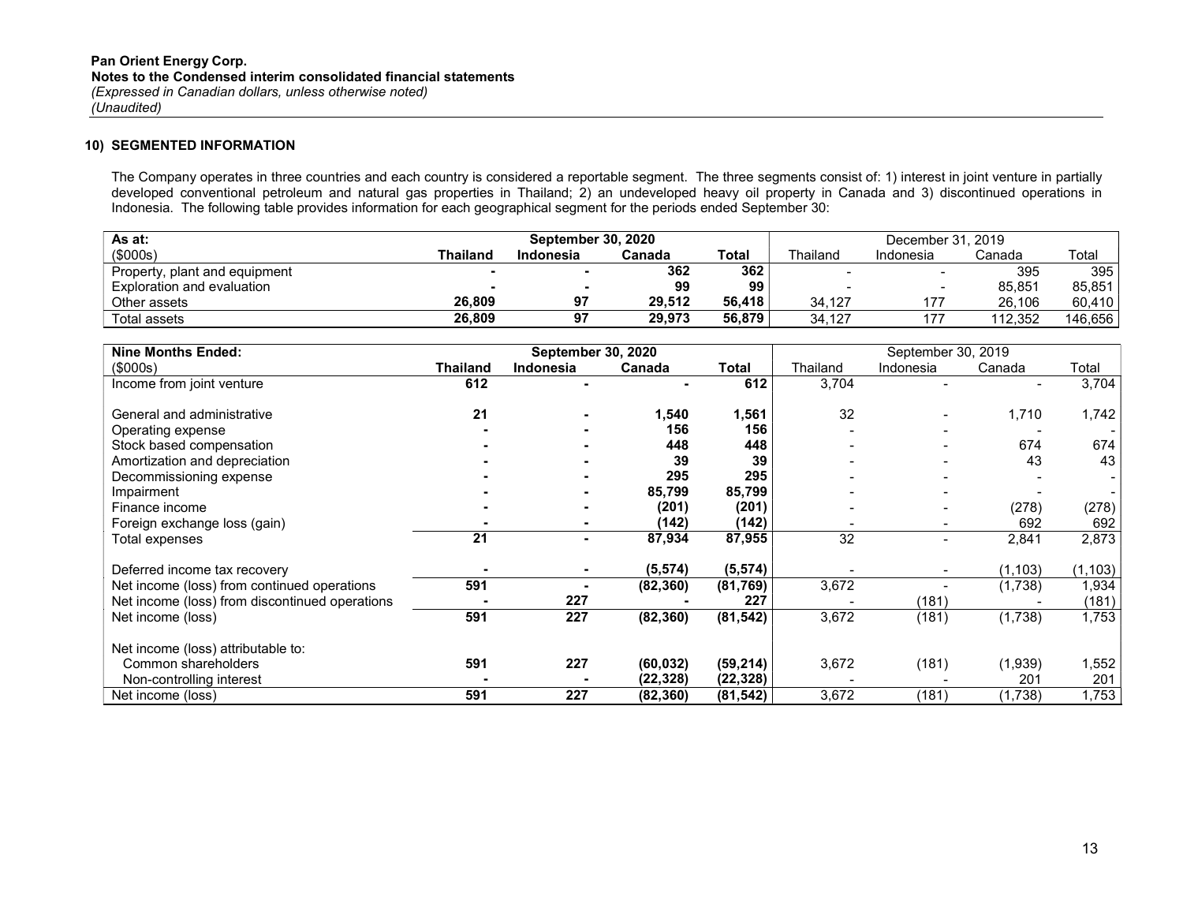Pan Orient Energy Corp.
**Notes to the Condensed interim consolidated financial statements**
*(Expressed in Canadian dollars, unless otherwise noted)*
*(Unaudited)*

## 10) SEGMENTED INFORMATION

The Company operates in three countries and each country is considered a reportable segment. The three segments consist of: 1) interest in joint venture in partially developed conventional petroleum and natural gas properties in Thailand; 2) an undeveloped heavy oil property in Canada and 3) discontinued operations in Indonesia. The following table provides information for each geographical segment for the periods ended September 30:

| As at: | September 30, 2020 | | | | December 31, 2019 | | | |
|---|---|---|---|---|---|---|---|---|
| ($000s) | **Thailand** | **Indonesia** | **Canada** | **Total** | Thailand | Indonesia | Canada | Total |
| Property, plant and equipment | **-** | **-** | **362** | **362** | - | - | 395 | 395 |
| Exploration and evaluation | **-** | **-** | **99** | **99** | - | - | 85,851 | 85,851 |
| Other assets | **26,809** | **97** | **29,512** | **56,418** | 34,127 | 177 | 26,106 | 60,410 |
| Total assets | **26,809** | **97** | **29,973** | **56,879** | 34,127 | 177 | 112,352 | 146,656 |

| Nine Months Ended: | September 30, 2020 | | | | September 30, 2019 | | | |
|---|---|---|---|---|---|---|---|---|
| ($000s) | **Thailand** | **Indonesia** | **Canada** | **Total** | Thailand | Indonesia | Canada | Total |
| Income from joint venture | **612** | **-** | **-** | **612** | 3,704 | - | - | 3,704 |
| | | | | | | | | |
| General and administrative | **21** | **-** | **1,540** | **1,561** | 32 | - | 1,710 | 1,742 |
| Operating expense | **-** | **-** | **156** | **156** | - | - | - | - |
| Stock based compensation | **-** | **-** | **448** | **448** | - | - | 674 | 674 |
| Amortization and depreciation | **-** | **-** | **39** | **39** | - | - | 43 | 43 |
| Decommissioning expense | **-** | **-** | **295** | **295** | - | - | - | - |
| Impairment | **-** | **-** | **85,799** | **85,799** | - | - | - | - |
| Finance income | **-** | **-** | **(201)** | **(201)** | - | - | (278) | (278) |
| Foreign exchange loss (gain) | **-** | **-** | **(142)** | **(142)** | - | - | 692 | 692 |
| Total expenses | **21** | **-** | **87,934** | **87,955** | 32 | - | 2,841 | 2,873 |
| | | | | | | | | |
| Deferred income tax recovery | **-** | **-** | **(5,574)** | **(5,574)** | - | - | (1,103) | (1,103) |
| Net income (loss) from continued operations | **591** | **-** | **(82,360)** | **(81,769)** | 3,672 | - | (1,738) | 1,934 |
| Net income (loss) from discontinued operations | **-** | **227** | **-** | **227** | - | (181) | - | (181) |
| Net income (loss) | **591** | **227** | **(82,360)** | **(81,542)** | 3,672 | (181) | (1,738) | 1,753 |
| | | | | | | | | |
| Net income (loss) attributable to: | | | | | | | | |
| Common shareholders | **591** | **227** | **(60,032)** | **(59,214)** | 3,672 | (181) | (1,939) | 1,552 |
| Non-controlling interest | **-** | **-** | **(22,328)** | **(22,328)** | - | - | 201 | 201 |
| Net income (loss) | **591** | **227** | **(82,360)** | **(81,542)** | 3,672 | (181) | (1,738) | 1,753 |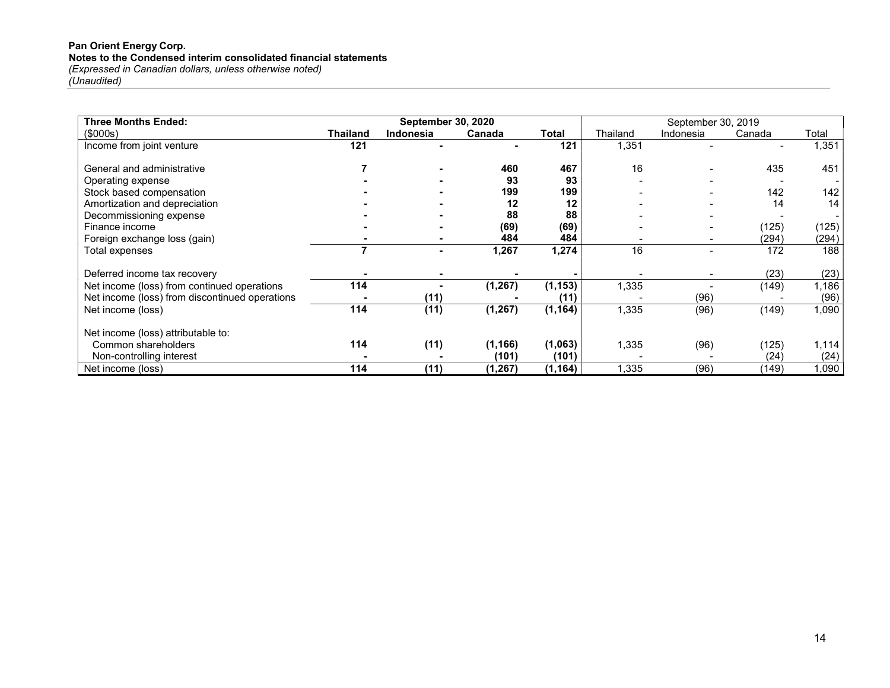**Pan Orient Energy Corp.**
**Notes to the Condensed interim consolidated financial statements**
*(Expressed in Canadian dollars, unless otherwise noted)*
*(Unaudited)*

| **Three Months Ended:** | | **September 30, 2020** | | | | September 30, 2019 | | |
|---|---|---|---|---|---|---|---|---|
| ($000s) | **Thailand** | **Indonesia** | **Canada** | **Total** | Thailand | Indonesia | Canada | Total |
| Income from joint venture | **121** | **-** | **-** | **121** | 1,351 | - | - | 1,351 |
| General and administrative | **7** | **-** | **460** | **467** | 16 | - | 435 | 451 |
| Operating expense | **-** | **-** | **93** | **93** | - | - | - | - |
| Stock based compensation | **-** | **-** | **199** | **199** | - | - | 142 | 142 |
| Amortization and depreciation | **-** | **-** | **12** | **12** | - | - | 14 | 14 |
| Decommissioning expense | **-** | **-** | **88** | **88** | - | - | - | - |
| Finance income | **-** | **-** | **(69)** | **(69)** | - | - | (125) | (125) |
| Foreign exchange loss (gain) | **-** | **-** | **484** | **484** | - | - | (294) | (294) |
| Total expenses | **7** | **-** | **1,267** | **1,274** | 16 | - | 172 | 188 |
| Deferred income tax recovery | **-** | **-** | **-** | **-** | - | - | (23) | (23) |
| Net income (loss) from continued operations | **114** | **-** | **(1,267)** | **(1,153)** | 1,335 | - | (149) | 1,186 |
| Net income (loss) from discontinued operations | **-** | **(11)** | **-** | **(11)** | - | (96) | - | (96) |
| Net income (loss) | **114** | **(11)** | **(1,267)** | **(1,164)** | 1,335 | (96) | (149) | 1,090 |
| Net income (loss) attributable to: | | | | | | | | |
| Common shareholders | **114** | **(11)** | **(1,166)** | **(1,063)** | 1,335 | (96) | (125) | 1,114 |
| Non-controlling interest | **-** | **-** | **(101)** | **(101)** | - | - | (24) | (24) |
| Net income (loss) | **114** | **(11)** | **(1,267)** | **(1,164)** | 1,335 | (96) | (149) | 1,090 |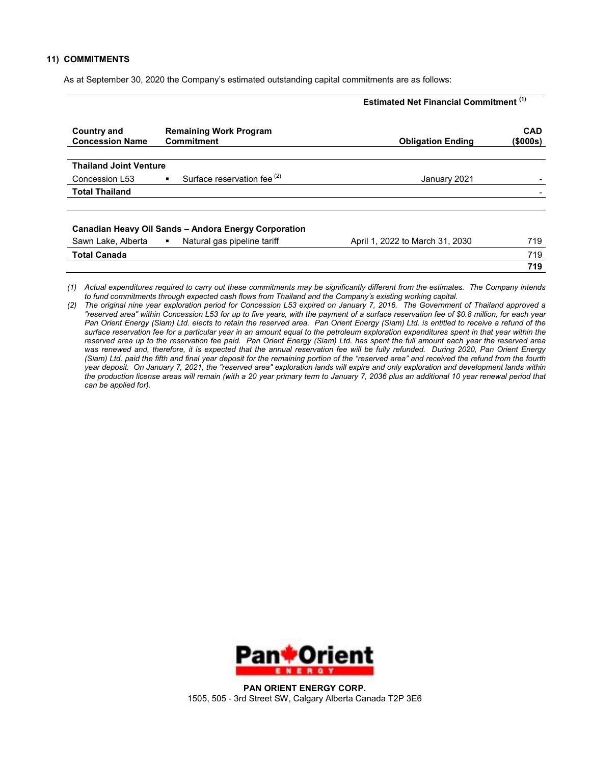## 11) COMMITMENTS

As at September 30, 2020 the Company's estimated outstanding capital commitments are as follows:

| | | | Estimated Net Financial Commitment [(1)] |
|---|---|---|---|
| **Country and Concession Name** | **Remaining Work Program Commitment** | **Obligation Ending** | **CAD ($000s)** |
| **Thailand Joint Venture** | | | |
| Concession L53 | ▪ Surface reservation fee [(2)] | January 2021 | - |
| **Total Thailand** | | | - |
| | | | |
| **Canadian Heavy Oil Sands – Andora Energy Corporation** | | | |
| Sawn Lake, Alberta | ▪ Natural gas pipeline tariff | April 1, 2022 to March 31, 2030 | 719 |
| **Total Canada** | | | 719 |
| | | | **719** |

*(1) Actual expenditures required to carry out these commitments may be significantly different from the estimates. The Company intends to fund commitments through expected cash flows from Thailand and the Company's existing working capital.*

*(2) The original nine year exploration period for Concession L53 expired on January 7, 2016. The Government of Thailand approved a "reserved area" within Concession L53 for up to five years, with the payment of a surface reservation fee of $0.8 million, for each year Pan Orient Energy (Siam) Ltd. elects to retain the reserved area. Pan Orient Energy (Siam) Ltd. is entitled to receive a refund of the surface reservation fee for a particular year in an amount equal to the petroleum exploration expenditures spent in that year within the reserved area up to the reservation fee paid. Pan Orient Energy (Siam) Ltd. has spent the full amount each year the reserved area was renewed and, therefore, it is expected that the annual reservation fee will be fully refunded. During 2020, Pan Orient Energy (Siam) Ltd. paid the fifth and final year deposit for the remaining portion of the "reserved area" and received the refund from the fourth year deposit. On January 7, 2021, the "reserved area" exploration lands will expire and only exploration and development lands within the production license areas will remain (with a 20 year primary term to January 7, 2036 plus an additional 10 year renewal period that can be applied for).*

**PAN ORIENT ENERGY CORP.**
1505, 505 - 3rd Street SW, Calgary Alberta Canada T2P 3E6